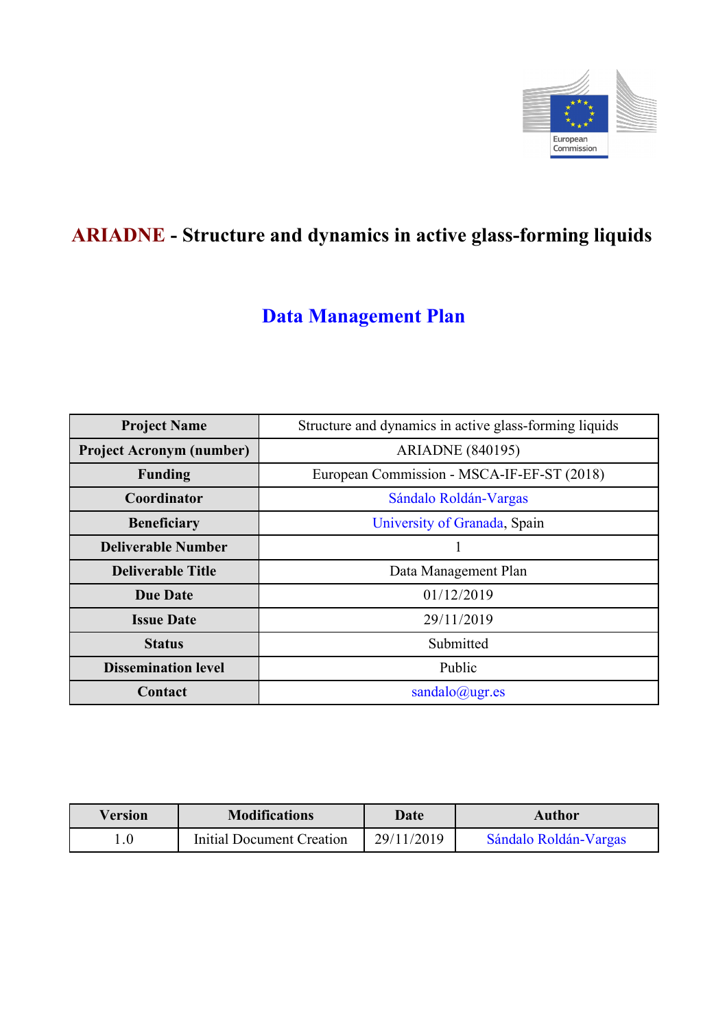European Commission

# ARIADNE - Structure and dynamics in active glass-forming liquids

## Data Management Plan

| Project Name | Structure and dynamics in active glass-forming liquids |
|---|---|
| Project Acronym (number) | ARIADNE (840195) |
| Funding | European Commission - MSCA-IF-EF-ST (2018) |
| Coordinator | Sándalo Roldán-Vargas |
| Beneficiary | University of Granada, Spain |
| Deliverable Number | 1 |
| Deliverable Title | Data Management Plan |
| Due Date | 01/12/2019 |
| Issue Date | 29/11/2019 |
| Status | Submitted |
| Dissemination level | Public |
| Contact | sandalo@ugr.es |

| Version | Modifications | Date | Author |
|---|---|---|---|
| 1.0 | Initial Document Creation | 29/11/2019 | Sándalo Roldán-Vargas |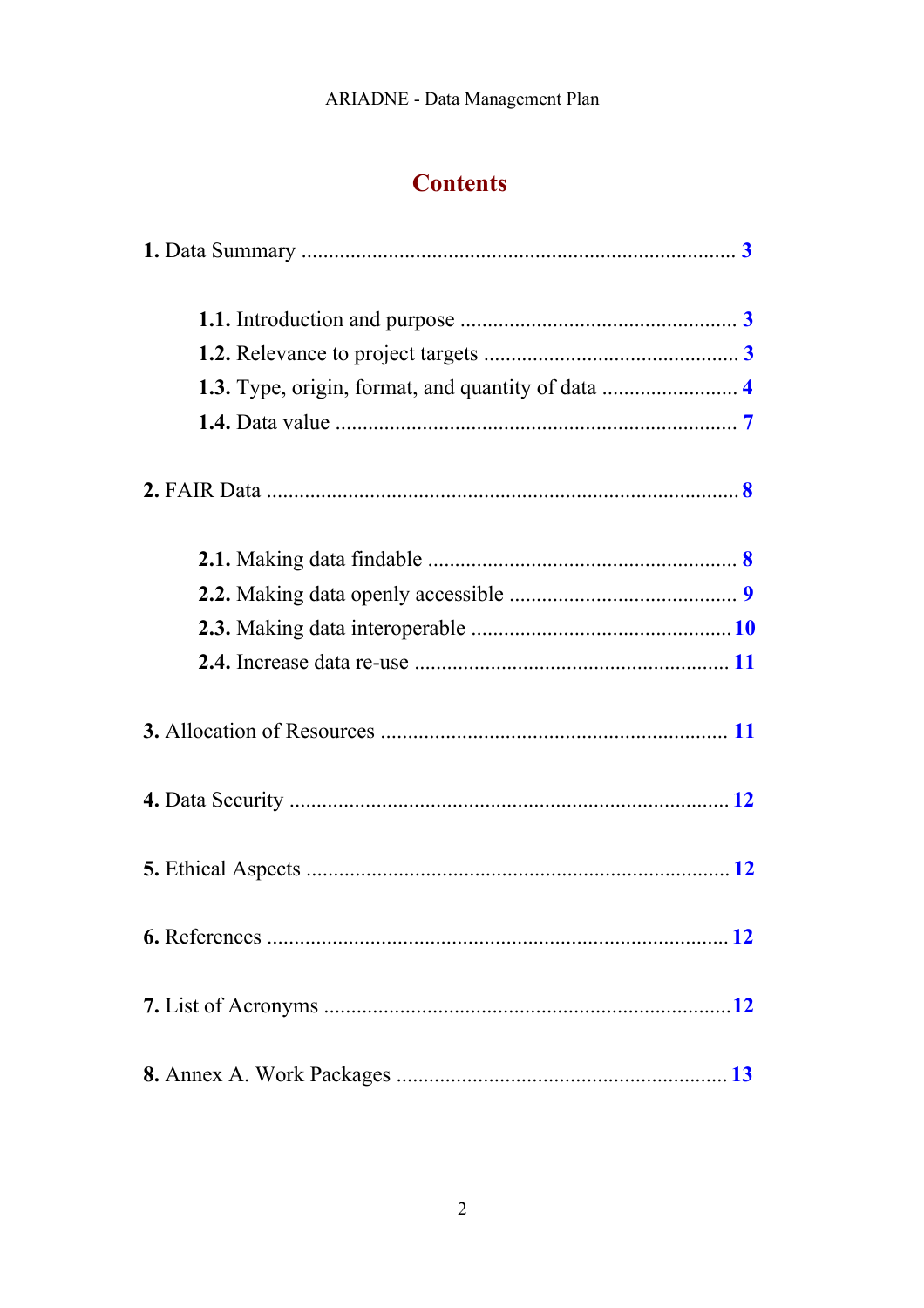# Contents

**1.** Data Summary ..................................................................... 3

- **1.1.** Introduction and purpose ............................................ 3
- **1.2.** Relevance to project targets ........................................ 3
- **1.3.** Type, origin, format, and quantity of data ...................... 4
- **1.4.** Data value ................................................................ 7

**2.** FAIR Data ............................................................................ 8

- **2.1.** Making data findable ................................................. 8
- **2.2.** Making data openly accessible ...................................... 9
- **2.3.** Making data interoperable .......................................... 10
- **2.4.** Increase data re-use ................................................... 11

**3.** Allocation of Resources ...................................................... 11

**4.** Data Security ...................................................................... 12

**5.** Ethical Aspects .................................................................... 12

**6.** References .......................................................................... 12

**7.** List of Acronyms ................................................................. 12

**8.** Annex A. Work Packages .................................................... 13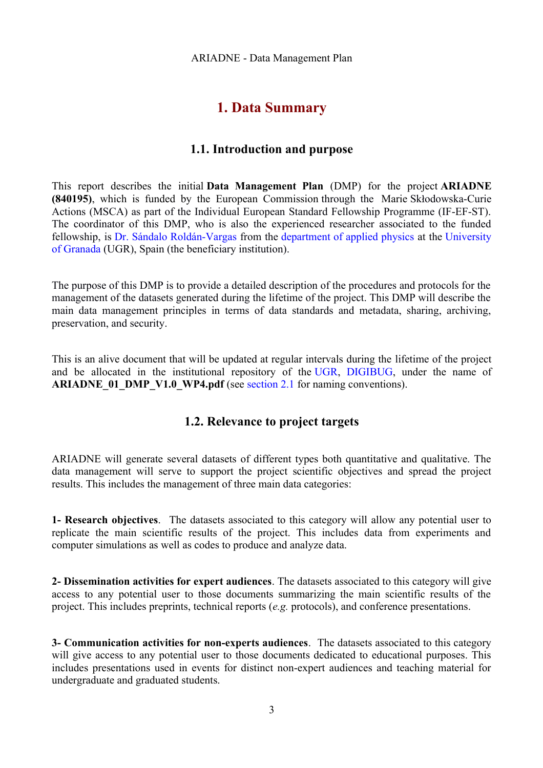# 1. Data Summary

## 1.1. Introduction and purpose

This report describes the initial **Data Management Plan** (DMP) for the project **ARIADNE (840195)**, which is funded by the European Commission through the Marie Skłodowska-Curie Actions (MSCA) as part of the Individual European Standard Fellowship Programme (IF-EF-ST). The coordinator of this DMP, who is also the experienced researcher associated to the funded fellowship, is Dr. Sándalo Roldán-Vargas from the department of applied physics at the University of Granada (UGR), Spain (the beneficiary institution).

The purpose of this DMP is to provide a detailed description of the procedures and protocols for the management of the datasets generated during the lifetime of the project. This DMP will describe the main data management principles in terms of data standards and metadata, sharing, archiving, preservation, and security.

This is an alive document that will be updated at regular intervals during the lifetime of the project and be allocated in the institutional repository of the UGR, DIGIBUG, under the name of **ARIADNE_01_DMP_V1.0_WP4.pdf** (see section 2.1 for naming conventions).

## 1.2. Relevance to project targets

ARIADNE will generate several datasets of different types both quantitative and qualitative. The data management will serve to support the project scientific objectives and spread the project results. This includes the management of three main data categories:

**1- Research objectives**. The datasets associated to this category will allow any potential user to replicate the main scientific results of the project. This includes data from experiments and computer simulations as well as codes to produce and analyze data.

**2- Dissemination activities for expert audiences**. The datasets associated to this category will give access to any potential user to those documents summarizing the main scientific results of the project. This includes preprints, technical reports (*e.g.* protocols), and conference presentations.

**3- Communication activities for non-experts audiences**. The datasets associated to this category will give access to any potential user to those documents dedicated to educational purposes. This includes presentations used in events for distinct non-expert audiences and teaching material for undergraduate and graduated students.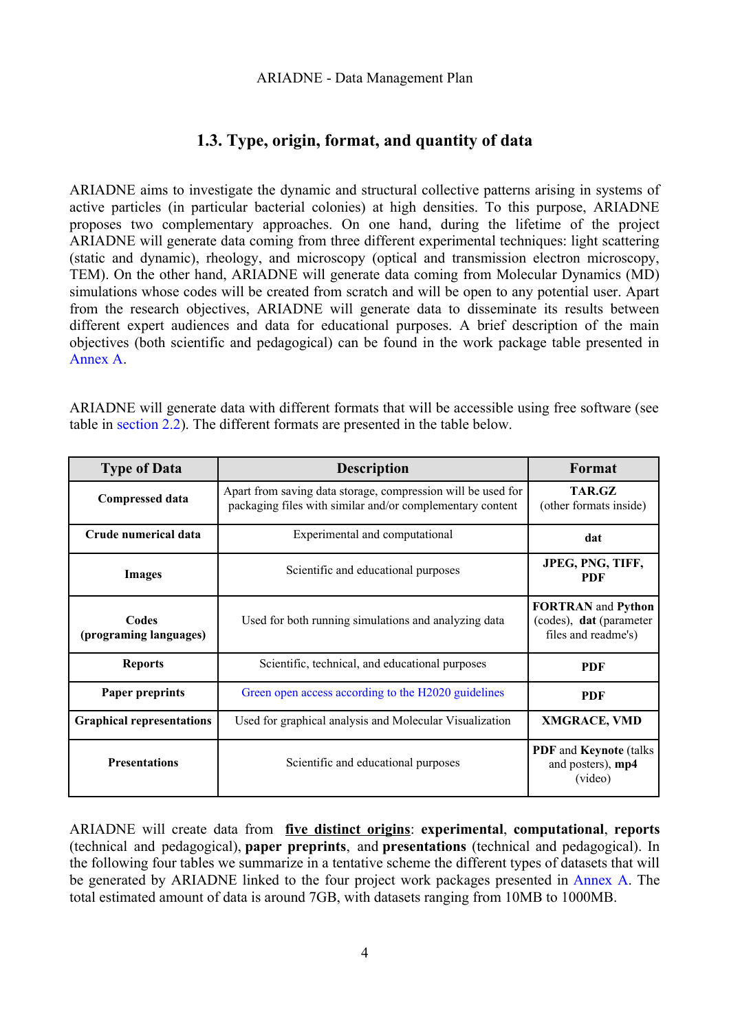## 1.3. Type, origin, format, and quantity of data

ARIADNE aims to investigate the dynamic and structural collective patterns arising in systems of active particles (in particular bacterial colonies) at high densities. To this purpose, ARIADNE proposes two complementary approaches. On one hand, during the lifetime of the project ARIADNE will generate data coming from three different experimental techniques: light scattering (static and dynamic), rheology, and microscopy (optical and transmission electron microscopy, TEM). On the other hand, ARIADNE will generate data coming from Molecular Dynamics (MD) simulations whose codes will be created from scratch and will be open to any potential user. Apart from the research objectives, ARIADNE will generate data to disseminate its results between different expert audiences and data for educational purposes. A brief description of the main objectives (both scientific and pedagogical) can be found in the work package table presented in Annex A.

ARIADNE will generate data with different formats that will be accessible using free software (see table in section 2.2). The different formats are presented in the table below.

| Type of Data | Description | Format |
|---|---|---|
| **Compressed data** | Apart from saving data storage, compression will be used for packaging files with similar and/or complementary content | **TAR.GZ** (other formats inside) |
| **Crude numerical data** | Experimental and computational | **dat** |
| **Images** | Scientific and educational purposes | **JPEG, PNG, TIFF, PDF** |
| **Codes (programing languages)** | Used for both running simulations and analyzing data | **FORTRAN** and **Python** (codes), **dat** (parameter files and readme's) |
| **Reports** | Scientific, technical, and educational purposes | **PDF** |
| **Paper preprints** | Green open access according to the H2020 guidelines | **PDF** |
| **Graphical representations** | Used for graphical analysis and Molecular Visualization | **XMGRACE, VMD** |
| **Presentations** | Scientific and educational purposes | **PDF** and **Keynote** (talks and posters), **mp4** (video) |

ARIADNE will create data from **five distinct origins**: **experimental**, **computational**, **reports** (technical and pedagogical), **paper preprints**, and **presentations** (technical and pedagogical). In the following four tables we summarize in a tentative scheme the different types of datasets that will be generated by ARIADNE linked to the four project work packages presented in Annex A. The total estimated amount of data is around 7GB, with datasets ranging from 10MB to 1000MB.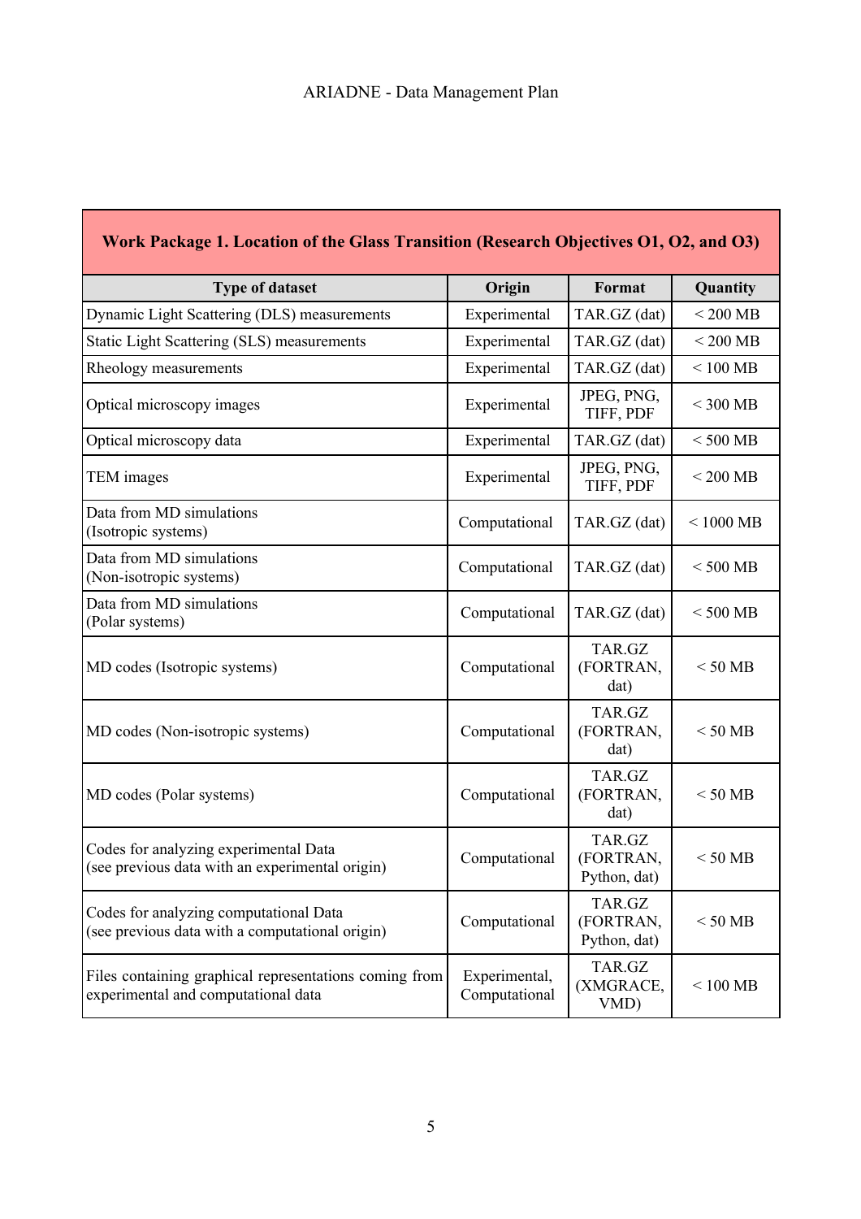| Work Package 1. Location of the Glass Transition (Research Objectives O1, O2, and O3) | | | |
|---|---|---|---|
| **Type of dataset** | **Origin** | **Format** | **Quantity** |
| Dynamic Light Scattering (DLS) measurements | Experimental | TAR.GZ (dat) | < 200 MB |
| Static Light Scattering (SLS) measurements | Experimental | TAR.GZ (dat) | < 200 MB |
| Rheology measurements | Experimental | TAR.GZ (dat) | < 100 MB |
| Optical microscopy images | Experimental | JPEG, PNG, TIFF, PDF | < 300 MB |
| Optical microscopy data | Experimental | TAR.GZ (dat) | < 500 MB |
| TEM images | Experimental | JPEG, PNG, TIFF, PDF | < 200 MB |
| Data from MD simulations (Isotropic systems) | Computational | TAR.GZ (dat) | < 1000 MB |
| Data from MD simulations (Non-isotropic systems) | Computational | TAR.GZ (dat) | < 500 MB |
| Data from MD simulations (Polar systems) | Computational | TAR.GZ (dat) | < 500 MB |
| MD codes (Isotropic systems) | Computational | TAR.GZ (FORTRAN, dat) | < 50 MB |
| MD codes (Non-isotropic systems) | Computational | TAR.GZ (FORTRAN, dat) | < 50 MB |
| MD codes (Polar systems) | Computational | TAR.GZ (FORTRAN, dat) | < 50 MB |
| Codes for analyzing experimental Data (see previous data with an experimental origin) | Computational | TAR.GZ (FORTRAN, Python, dat) | < 50 MB |
| Codes for analyzing computational Data (see previous data with a computational origin) | Computational | TAR.GZ (FORTRAN, Python, dat) | < 50 MB |
| Files containing graphical representations coming from experimental and computational data | Experimental, Computational | TAR.GZ (XMGRACE, VMD) | < 100 MB |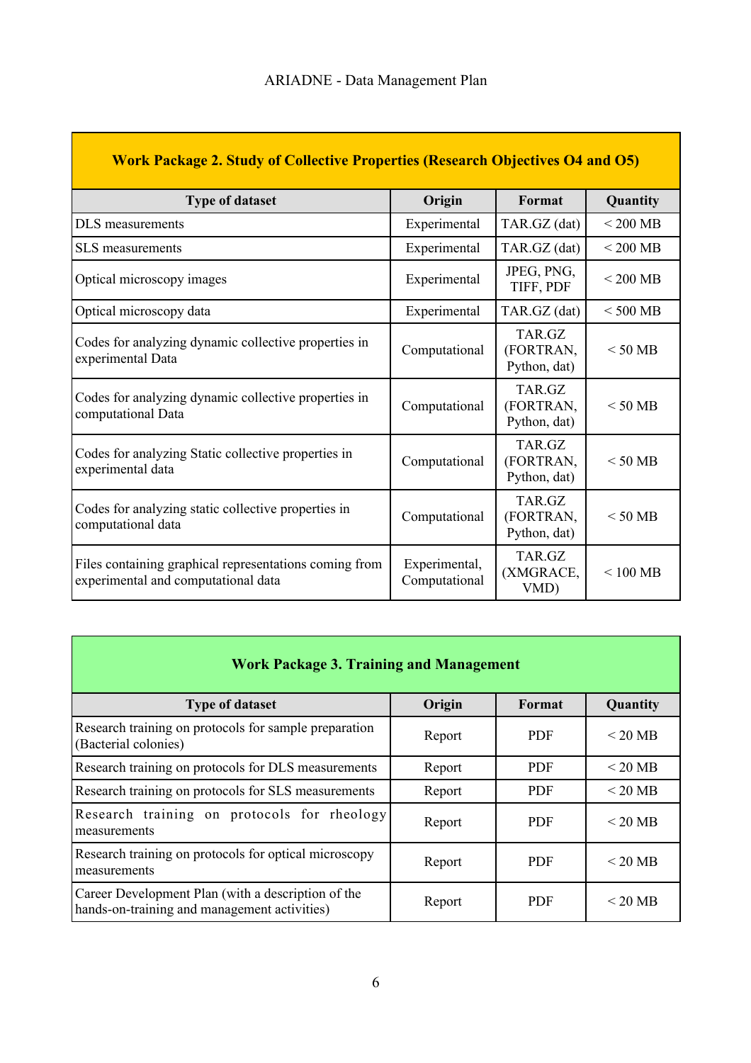| **Work Package 2. Study of Collective Properties (Research Objectives O4 and O5)** | | | |
|---|---|---|---|
| **Type of dataset** | **Origin** | **Format** | **Quantity** |
| DLS measurements | Experimental | TAR.GZ (dat) | < 200 MB |
| SLS measurements | Experimental | TAR.GZ (dat) | < 200 MB |
| Optical microscopy images | Experimental | JPEG, PNG, TIFF, PDF | < 200 MB |
| Optical microscopy data | Experimental | TAR.GZ (dat) | < 500 MB |
| Codes for analyzing dynamic collective properties in experimental Data | Computational | TAR.GZ (FORTRAN, Python, dat) | < 50 MB |
| Codes for analyzing dynamic collective properties in computational Data | Computational | TAR.GZ (FORTRAN, Python, dat) | < 50 MB |
| Codes for analyzing Static collective properties in experimental data | Computational | TAR.GZ (FORTRAN, Python, dat) | < 50 MB |
| Codes for analyzing static collective properties in computational data | Computational | TAR.GZ (FORTRAN, Python, dat) | < 50 MB |
| Files containing graphical representations coming from experimental and computational data | Experimental, Computational | TAR.GZ (XMGRACE, VMD) | < 100 MB |

| **Work Package 3. Training and Management** | | | |
|---|---|---|---|
| **Type of dataset** | **Origin** | **Format** | **Quantity** |
| Research training on protocols for sample preparation (Bacterial colonies) | Report | PDF | < 20 MB |
| Research training on protocols for DLS measurements | Report | PDF | < 20 MB |
| Research training on protocols for SLS measurements | Report | PDF | < 20 MB |
| Research training on protocols for rheology measurements | Report | PDF | < 20 MB |
| Research training on protocols for optical microscopy measurements | Report | PDF | < 20 MB |
| Career Development Plan (with a description of the hands-on-training and management activities) | Report | PDF | < 20 MB |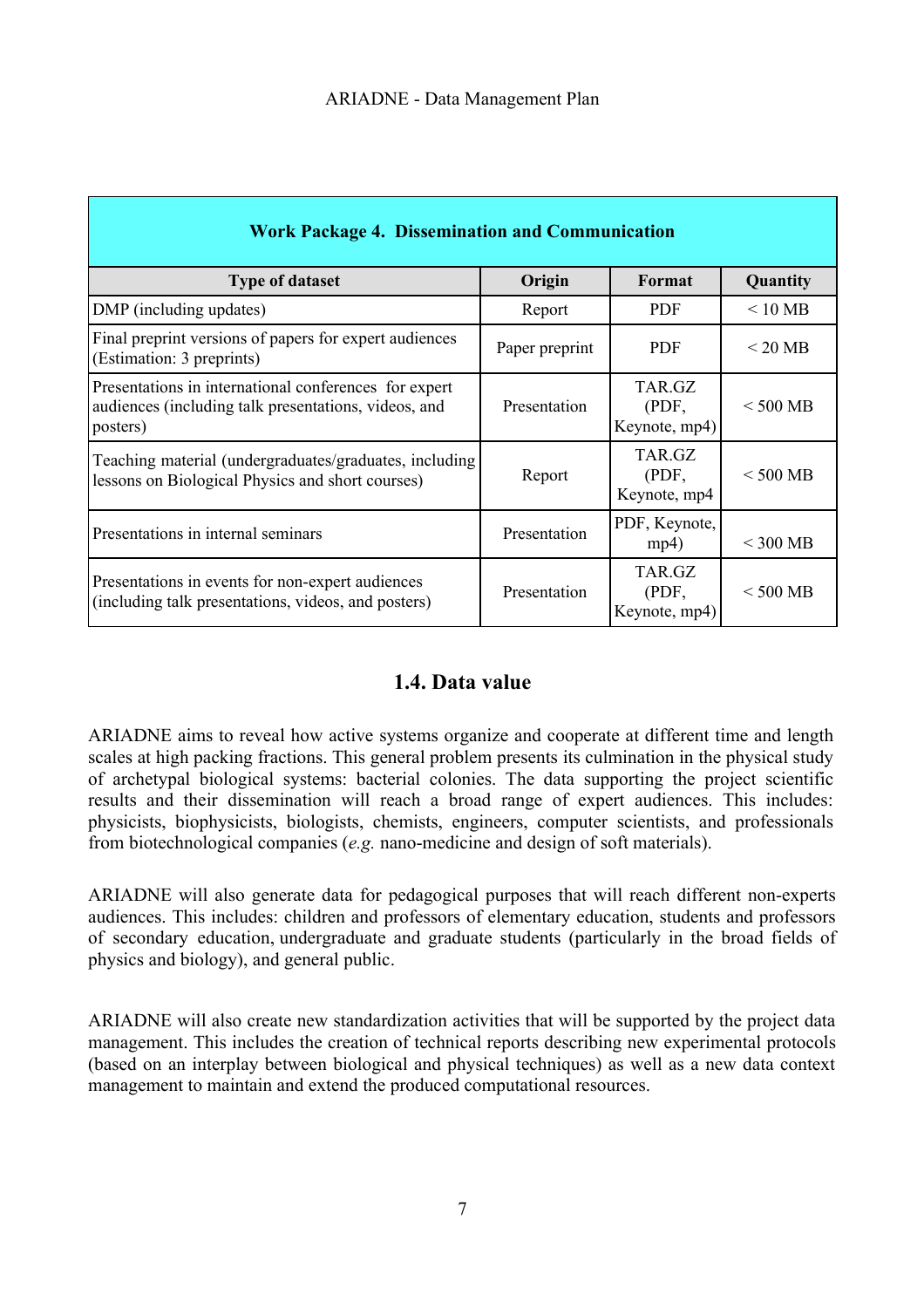| Work Package 4. Dissemination and Communication | | | |
|---|---|---|---|
| **Type of dataset** | **Origin** | **Format** | **Quantity** |
| DMP (including updates) | Report | PDF | < 10 MB |
| Final preprint versions of papers for expert audiences (Estimation: 3 preprints) | Paper preprint | PDF | < 20 MB |
| Presentations in international conferences for expert audiences (including talk presentations, videos, and posters) | Presentation | TAR.GZ (PDF, Keynote, mp4) | < 500 MB |
| Teaching material (undergraduates/graduates, including lessons on Biological Physics and short courses) | Report | TAR.GZ (PDF, Keynote, mp4 | < 500 MB |
| Presentations in internal seminars | Presentation | PDF, Keynote, mp4) | < 300 MB |
| Presentations in events for non-expert audiences (including talk presentations, videos, and posters) | Presentation | TAR.GZ (PDF, Keynote, mp4) | < 500 MB |

## 1.4. Data value

ARIADNE aims to reveal how active systems organize and cooperate at different time and length scales at high packing fractions. This general problem presents its culmination in the physical study of archetypal biological systems: bacterial colonies. The data supporting the project scientific results and their dissemination will reach a broad range of expert audiences. This includes: physicists, biophysicists, biologists, chemists, engineers, computer scientists, and professionals from biotechnological companies (*e.g.* nano-medicine and design of soft materials).

ARIADNE will also generate data for pedagogical purposes that will reach different non-experts audiences. This includes: children and professors of elementary education, students and professors of secondary education, undergraduate and graduate students (particularly in the broad fields of physics and biology), and general public.

ARIADNE will also create new standardization activities that will be supported by the project data management. This includes the creation of technical reports describing new experimental protocols (based on an interplay between biological and physical techniques) as well as a new data context management to maintain and extend the produced computational resources.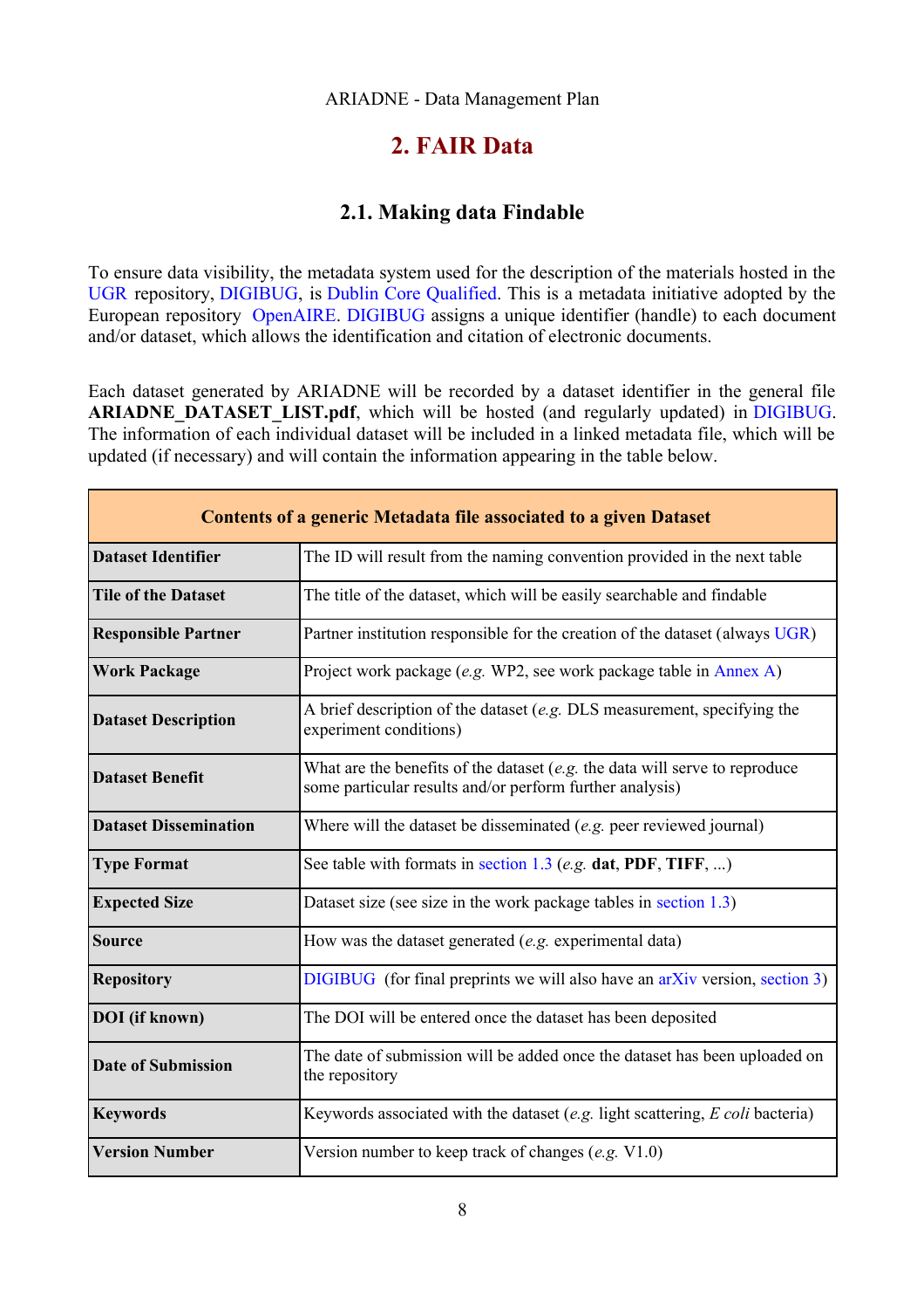# 2. FAIR Data

## 2.1. Making data Findable

To ensure data visibility, the metadata system used for the description of the materials hosted in the UGR repository, DIGIBUG, is Dublin Core Qualified. This is a metadata initiative adopted by the European repository OpenAIRE. DIGIBUG assigns a unique identifier (handle) to each document and/or dataset, which allows the identification and citation of electronic documents.

Each dataset generated by ARIADNE will be recorded by a dataset identifier in the general file **ARIADNE_DATASET_LIST.pdf**, which will be hosted (and regularly updated) in DIGIBUG. The information of each individual dataset will be included in a linked metadata file, which will be updated (if necessary) and will contain the information appearing in the table below.

| **Contents of a generic Metadata file associated to a given Dataset** | |
|---|---|
| **Dataset Identifier** | The ID will result from the naming convention provided in the next table |
| **Tile of the Dataset** | The title of the dataset, which will be easily searchable and findable |
| **Responsible Partner** | Partner institution responsible for the creation of the dataset (always UGR) |
| **Work Package** | Project work package (*e.g.* WP2, see work package table in Annex A) |
| **Dataset Description** | A brief description of the dataset (*e.g.* DLS measurement, specifying the experiment conditions) |
| **Dataset Benefit** | What are the benefits of the dataset (*e.g.* the data will serve to reproduce some particular results and/or perform further analysis) |
| **Dataset Dissemination** | Where will the dataset be disseminated (*e.g.* peer reviewed journal) |
| **Type Format** | See table with formats in section 1.3 (*e.g.* **dat**, **PDF**, **TIFF**, ...) |
| **Expected Size** | Dataset size (see size in the work package tables in section 1.3) |
| **Source** | How was the dataset generated (*e.g.* experimental data) |
| **Repository** | DIGIBUG (for final preprints we will also have an arXiv version, section 3) |
| **DOI (if known)** | The DOI will be entered once the dataset has been deposited |
| **Date of Submission** | The date of submission will be added once the dataset has been uploaded on the repository |
| **Keywords** | Keywords associated with the dataset (*e.g.* light scattering, *E coli* bacteria) |
| **Version Number** | Version number to keep track of changes (*e.g.* V1.0) |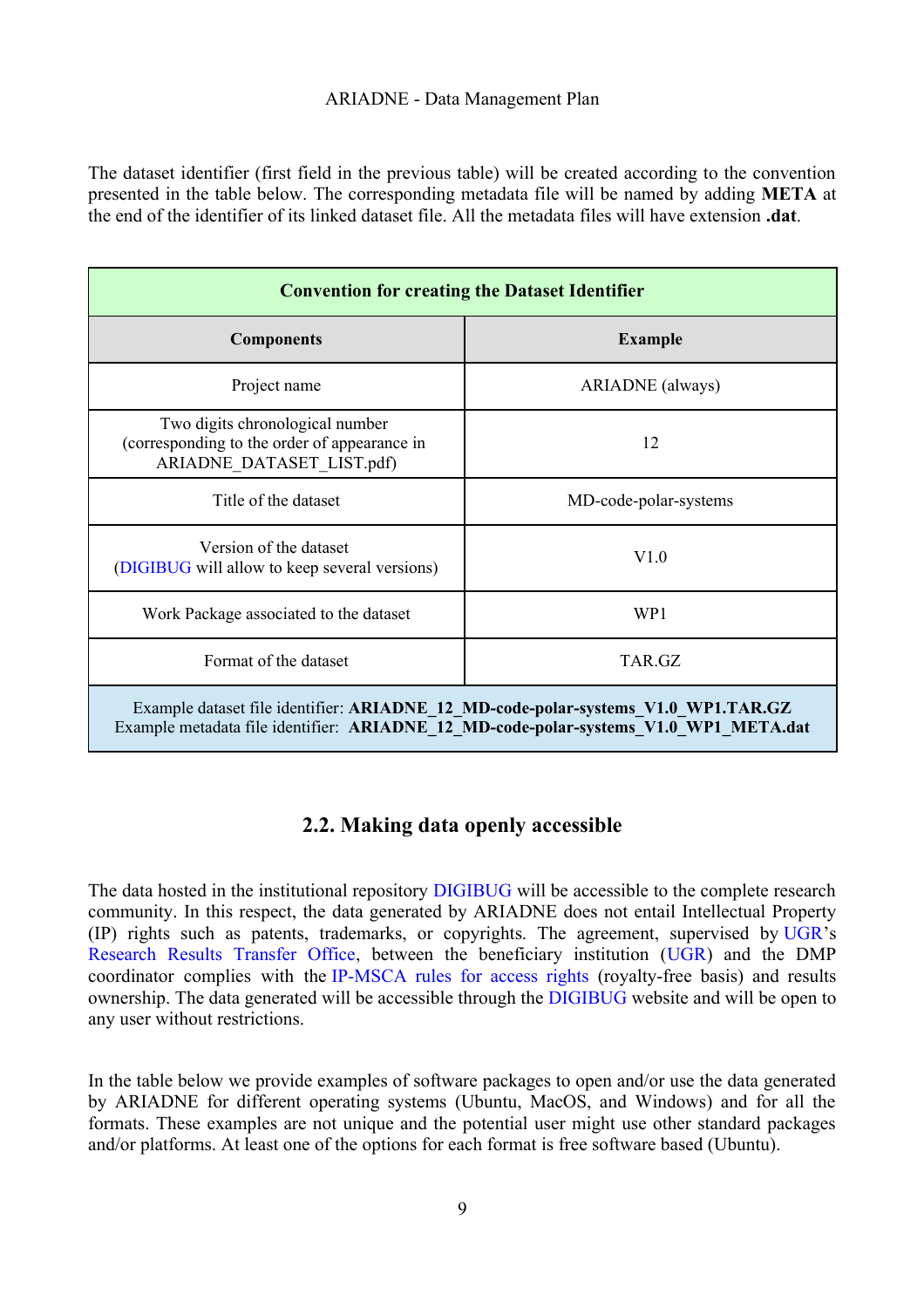The dataset identifier (first field in the previous table) will be created according to the convention presented in the table below. The corresponding metadata file will be named by adding **META** at the end of the identifier of its linked dataset file. All the metadata files will have extension **.dat**.

| **Convention for creating the Dataset Identifier** | |
|---|---|
| **Components** | **Example** |
| Project name | ARIADNE (always) |
| Two digits chronological number (corresponding to the order of appearance in ARIADNE_DATASET_LIST.pdf) | 12 |
| Title of the dataset | MD-code-polar-systems |
| Version of the dataset (DIGIBUG will allow to keep several versions) | V1.0 |
| Work Package associated to the dataset | WP1 |
| Format of the dataset | TAR.GZ |
| Example dataset file identifier: **ARIADNE_12_MD-code-polar-systems_V1.0_WP1.TAR.GZ** Example metadata file identifier: **ARIADNE_12_MD-code-polar-systems_V1.0_WP1_META.dat** | |

## 2.2. Making data openly accessible

The data hosted in the institutional repository DIGIBUG will be accessible to the complete research community. In this respect, the data generated by ARIADNE does not entail Intellectual Property (IP) rights such as patents, trademarks, or copyrights. The agreement, supervised by UGR's Research Results Transfer Office, between the beneficiary institution (UGR) and the DMP coordinator complies with the IP-MSCA rules for access rights (royalty-free basis) and results ownership. The data generated will be accessible through the DIGIBUG website and will be open to any user without restrictions.

In the table below we provide examples of software packages to open and/or use the data generated by ARIADNE for different operating systems (Ubuntu, MacOS, and Windows) and for all the formats. These examples are not unique and the potential user might use other standard packages and/or platforms. At least one of the options for each format is free software based (Ubuntu).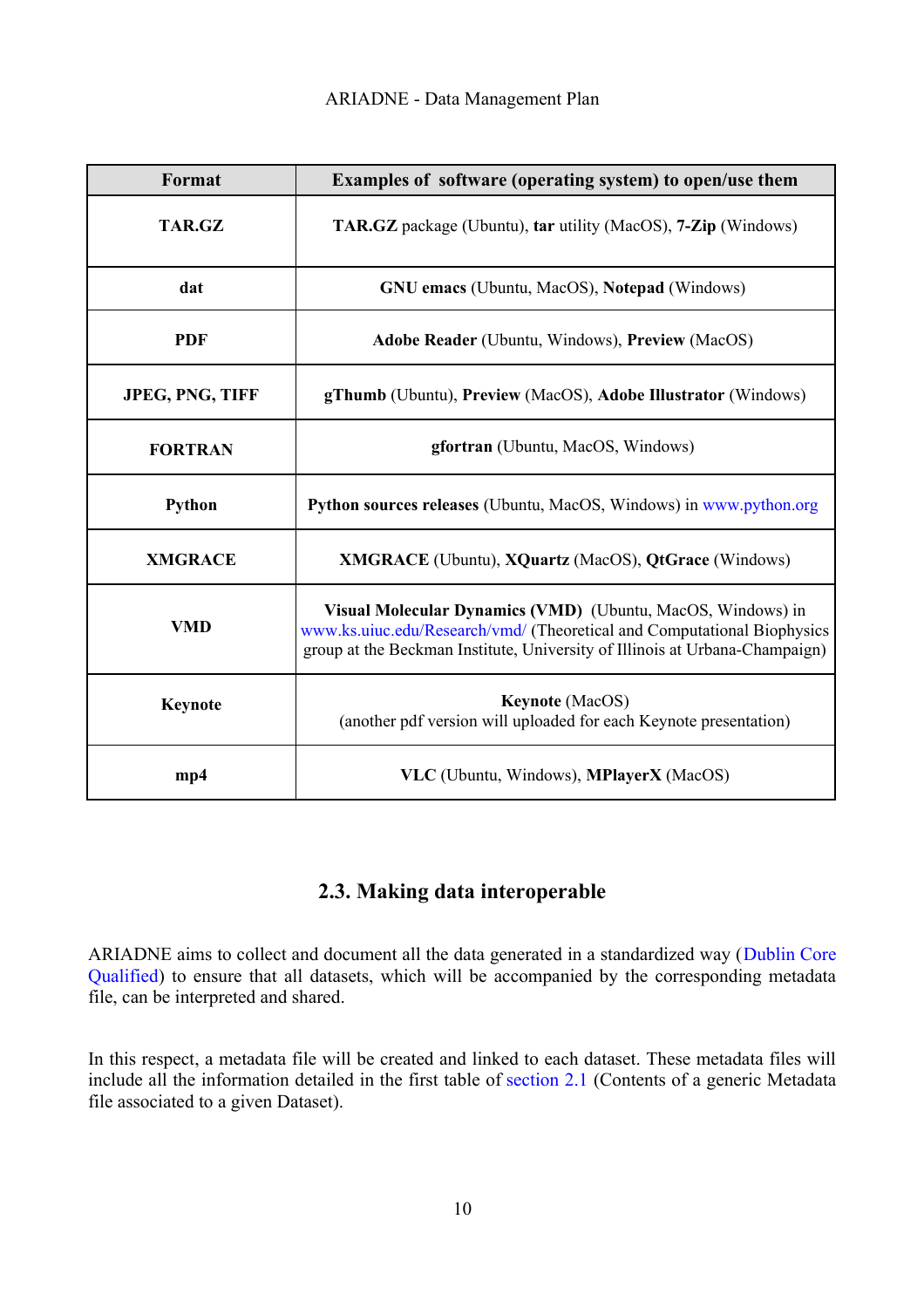| Format | Examples of software (operating system) to open/use them |
|---|---|
| **TAR.GZ** | **TAR.GZ** package (Ubuntu), **tar** utility (MacOS), **7-Zip** (Windows) |
| **dat** | **GNU emacs** (Ubuntu, MacOS), **Notepad** (Windows) |
| **PDF** | **Adobe Reader** (Ubuntu, Windows), **Preview** (MacOS) |
| **JPEG, PNG, TIFF** | **gThumb** (Ubuntu), **Preview** (MacOS), **Adobe Illustrator** (Windows) |
| **FORTRAN** | **gfortran** (Ubuntu, MacOS, Windows) |
| **Python** | **Python sources releases** (Ubuntu, MacOS, Windows) in www.python.org |
| **XMGRACE** | **XMGRACE** (Ubuntu), **XQuartz** (MacOS), **QtGrace** (Windows) |
| **VMD** | **Visual Molecular Dynamics (VMD)** (Ubuntu, MacOS, Windows) in www.ks.uiuc.edu/Research/vmd/ (Theoretical and Computational Biophysics group at the Beckman Institute, University of Illinois at Urbana-Champaign) |
| **Keynote** | **Keynote** (MacOS) (another pdf version will uploaded for each Keynote presentation) |
| **mp4** | **VLC** (Ubuntu, Windows), **MPlayerX** (MacOS) |

## 2.3. Making data interoperable

ARIADNE aims to collect and document all the data generated in a standardized way (Dublin Core Qualified) to ensure that all datasets, which will be accompanied by the corresponding metadata file, can be interpreted and shared.

In this respect, a metadata file will be created and linked to each dataset. These metadata files will include all the information detailed in the first table of section 2.1 (Contents of a generic Metadata file associated to a given Dataset).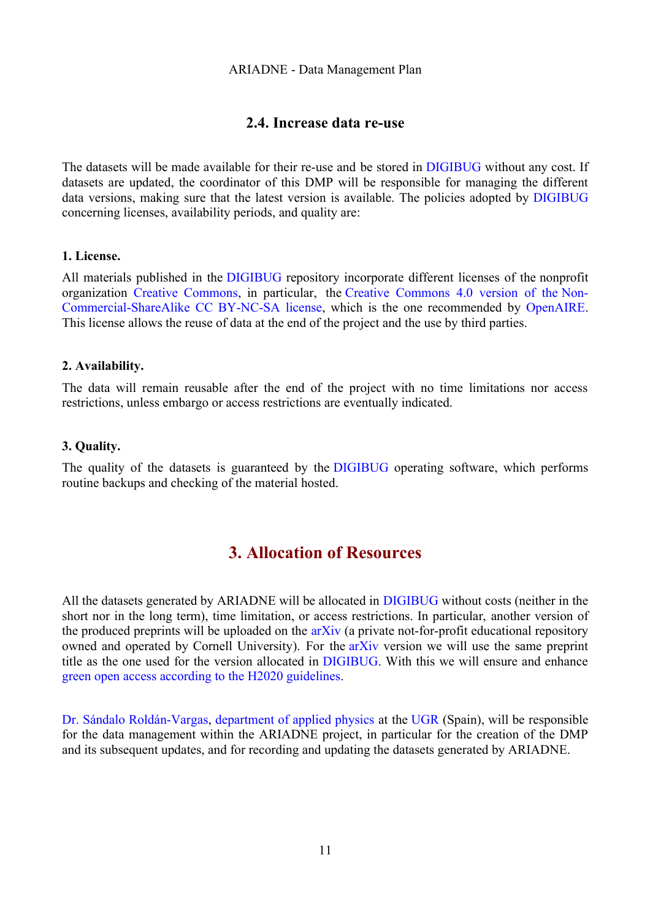### 2.4. Increase data re-use

The datasets will be made available for their re-use and be stored in DIGIBUG without any cost. If datasets are updated, the coordinator of this DMP will be responsible for managing the different data versions, making sure that the latest version is available. The policies adopted by DIGIBUG concerning licenses, availability periods, and quality are:

**1. License.**

All materials published in the DIGIBUG repository incorporate different licenses of the nonprofit organization Creative Commons, in particular, the Creative Commons 4.0 version of the Non-Commercial-ShareAlike CC BY-NC-SA license, which is the one recommended by OpenAIRE. This license allows the reuse of data at the end of the project and the use by third parties.

**2. Availability.**

The data will remain reusable after the end of the project with no time limitations nor access restrictions, unless embargo or access restrictions are eventually indicated.

**3. Quality.**

The quality of the datasets is guaranteed by the DIGIBUG operating software, which performs routine backups and checking of the material hosted.

## 3. Allocation of Resources

All the datasets generated by ARIADNE will be allocated in DIGIBUG without costs (neither in the short nor in the long term), time limitation, or access restrictions. In particular, another version of the produced preprints will be uploaded on the arXiv (a private not-for-profit educational repository owned and operated by Cornell University). For the arXiv version we will use the same preprint title as the one used for the version allocated in DIGIBUG. With this we will ensure and enhance green open access according to the H2020 guidelines.

Dr. Sándalo Roldán-Vargas, department of applied physics at the UGR (Spain), will be responsible for the data management within the ARIADNE project, in particular for the creation of the DMP and its subsequent updates, and for recording and updating the datasets generated by ARIADNE.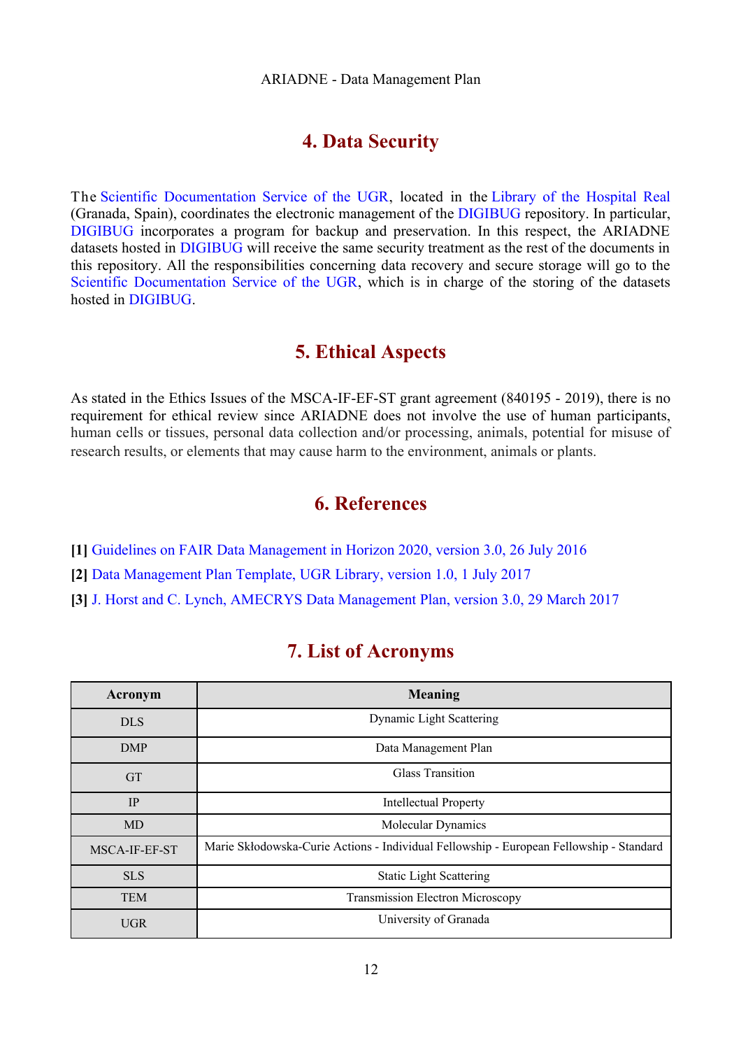# 4. Data Security

The Scientific Documentation Service of the UGR, located in the Library of the Hospital Real (Granada, Spain), coordinates the electronic management of the DIGIBUG repository. In particular, DIGIBUG incorporates a program for backup and preservation. In this respect, the ARIADNE datasets hosted in DIGIBUG will receive the same security treatment as the rest of the documents in this repository. All the responsibilities concerning data recovery and secure storage will go to the Scientific Documentation Service of the UGR, which is in charge of the storing of the datasets hosted in DIGIBUG.

# 5. Ethical Aspects

As stated in the Ethics Issues of the MSCA-IF-EF-ST grant agreement (840195 - 2019), there is no requirement for ethical review since ARIADNE does not involve the use of human participants, human cells or tissues, personal data collection and/or processing, animals, potential for misuse of research results, or elements that may cause harm to the environment, animals or plants.

# 6. References

**[1]** Guidelines on FAIR Data Management in Horizon 2020, version 3.0, 26 July 2016

**[2]** Data Management Plan Template, UGR Library, version 1.0, 1 July 2017

**[3]** J. Horst and C. Lynch, AMECRYS Data Management Plan, version 3.0, 29 March 2017

# 7. List of Acronyms

| Acronym | Meaning |
|---|---|
| DLS | Dynamic Light Scattering |
| DMP | Data Management Plan |
| GT | Glass Transition |
| IP | Intellectual Property |
| MD | Molecular Dynamics |
| MSCA-IF-EF-ST | Marie Skłodowska-Curie Actions - Individual Fellowship - European Fellowship - Standard |
| SLS | Static Light Scattering |
| TEM | Transmission Electron Microscopy |
| UGR | University of Granada |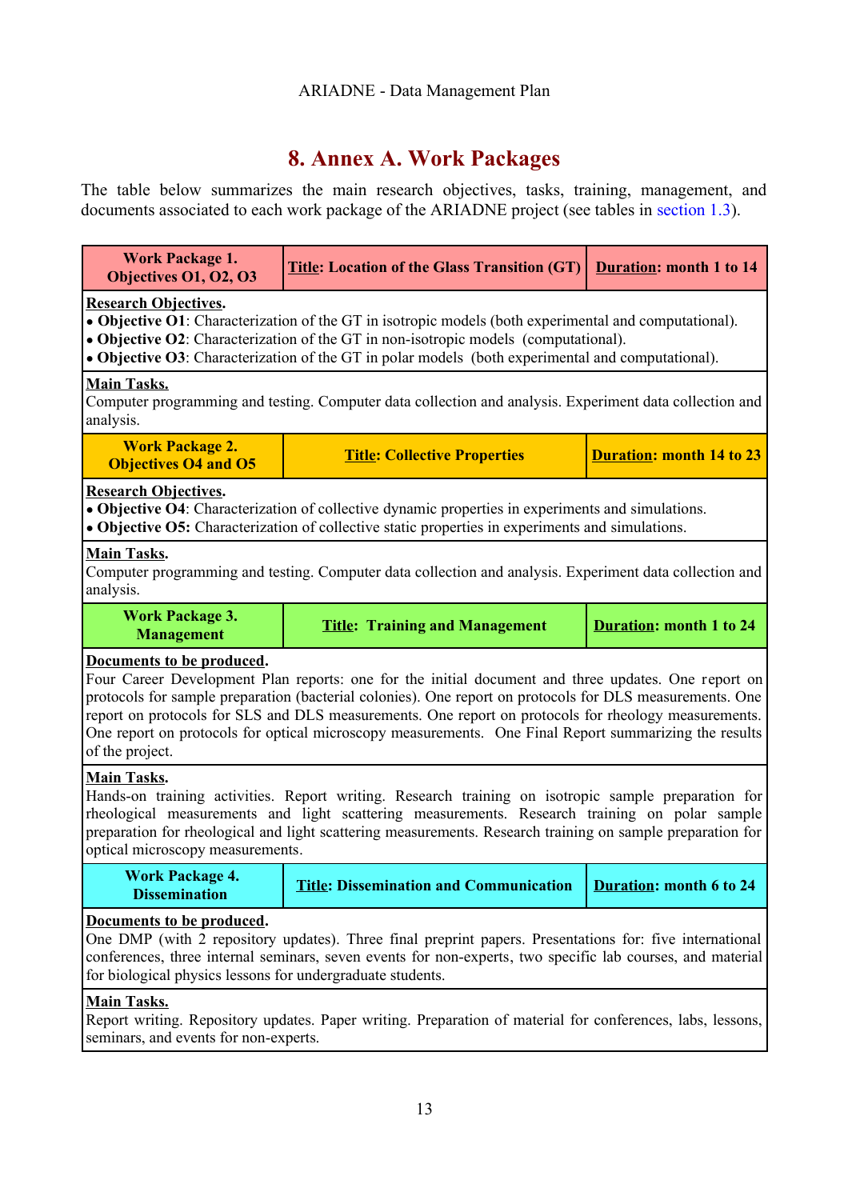# 8. Annex A. Work Packages

The table below summarizes the main research objectives, tasks, training, management, and documents associated to each work package of the ARIADNE project (see tables in section 1.3).

| | | |
|---|---|---|
| **Work Package 1. Objectives O1, O2, O3** | **Title: Location of the Glass Transition (GT)** | **Duration: month 1 to 14** |
| **Research Objectives.**<br>• **Objective O1**: Characterization of the GT in isotropic models (both experimental and computational).<br>• **Objective O2**: Characterization of the GT in non-isotropic models (computational).<br>• **Objective O3**: Characterization of the GT in polar models (both experimental and computational). | | |
| **Main Tasks.**<br>Computer programming and testing. Computer data collection and analysis. Experiment data collection and analysis. | | |
| **Work Package 2. Objectives O4 and O5** | **Title: Collective Properties** | **Duration: month 14 to 23** |
| **Research Objectives.**<br>• **Objective O4**: Characterization of collective dynamic properties in experiments and simulations.<br>• **Objective O5:** Characterization of collective static properties in experiments and simulations. | | |
| **Main Tasks.**<br>Computer programming and testing. Computer data collection and analysis. Experiment data collection and analysis. | | |
| **Work Package 3. Management** | **Title: Training and Management** | **Duration: month 1 to 24** |
| **Documents to be produced.**<br>Four Career Development Plan reports: one for the initial document and three updates. One report on protocols for sample preparation (bacterial colonies). One report on protocols for DLS measurements. One report on protocols for SLS and DLS measurements. One report on protocols for rheology measurements. One report on protocols for optical microscopy measurements. One Final Report summarizing the results of the project. | | |
| **Main Tasks.**<br>Hands-on training activities. Report writing. Research training on isotropic sample preparation for rheological measurements and light scattering measurements. Research training on polar sample preparation for rheological and light scattering measurements. Research training on sample preparation for optical microscopy measurements. | | |
| **Work Package 4. Dissemination** | **Title: Dissemination and Communication** | **Duration: month 6 to 24** |
| **Documents to be produced.**<br>One DMP (with 2 repository updates). Three final preprint papers. Presentations for: five international conferences, three internal seminars, seven events for non-experts, two specific lab courses, and material for biological physics lessons for undergraduate students. | | |
| **Main Tasks.**<br>Report writing. Repository updates. Paper writing. Preparation of material for conferences, labs, lessons, seminars, and events for non-experts. | | |